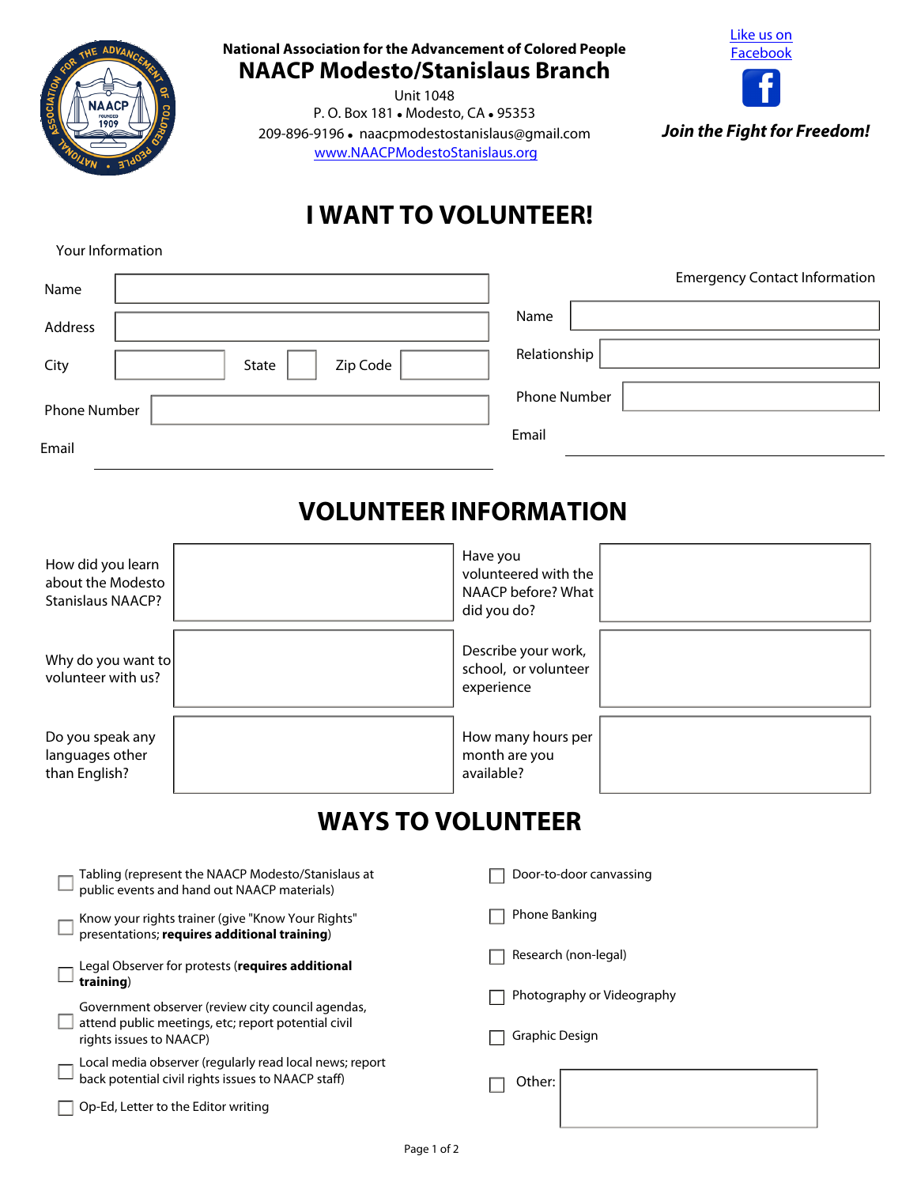National Association for the Advancement of Colored People

# NAACP Modesto/Stanislaus Branch

Unit 1048
P. O. Box 181 • Modesto, CA • 95353
209-896-9196 • naacpmodestostanislaus@gmail.com
www.NAACPModestoStanislaus.org

Like us on Facebook

***Join the Fight for Freedom!***

# I WANT TO VOLUNTEER!

Your Information

Name

Address

City  State  Zip Code

Phone Number

Email

Emergency Contact Information

Name

Relationship

Phone Number

Email

## VOLUNTEER INFORMATION

How did you learn about the Modesto Stanislaus NAACP?

Have you volunteered with the NAACP before? What did you do?

Why do you want to volunteer with us?

Describe your work, school, or volunteer experience

Do you speak any languages other than English?

How many hours per month are you available?

## WAYS TO VOLUNTEER

- ☐ Tabling (represent the NAACP Modesto/Stanislaus at public events and hand out NAACP materials)
- ☐ Know your rights trainer (give "Know Your Rights" presentations; **requires additional training**)
- ☐ Legal Observer for protests (**requires additional training**)
- ☐ Government observer (review city council agendas, attend public meetings, etc; report potential civil rights issues to NAACP)
- ☐ Local media observer (regularly read local news; report back potential civil rights issues to NAACP staff)
- ☐ Op-Ed, Letter to the Editor writing
- ☐ Door-to-door canvassing
- ☐ Phone Banking
- ☐ Research (non-legal)
- ☐ Photography or Videography
- ☐ Graphic Design
- ☐ Other: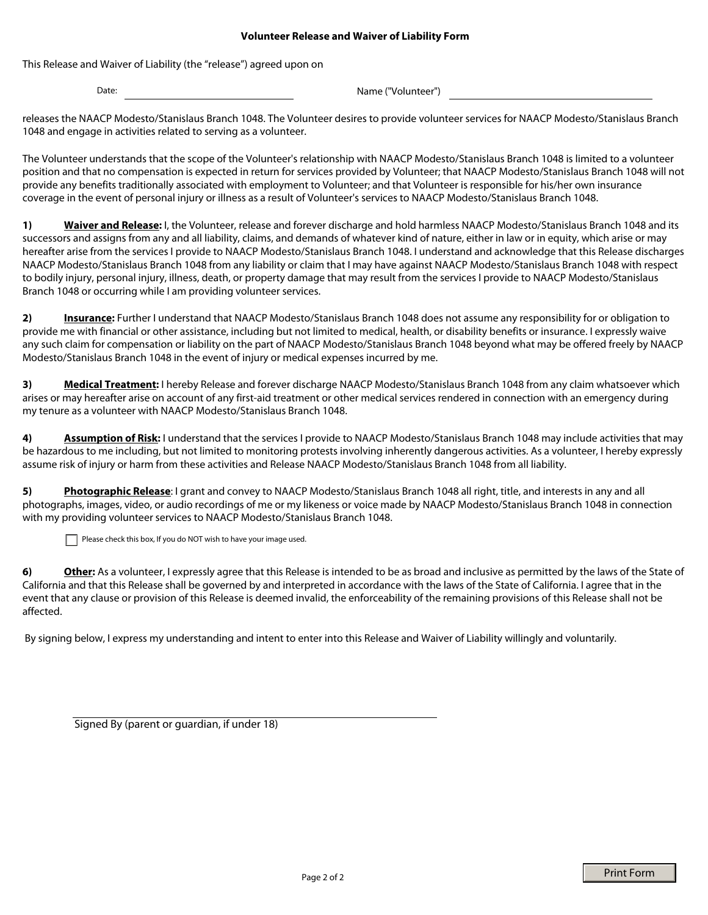**Volunteer Release and Waiver of Liability Form**

This Release and Waiver of Liability (the "release") agreed upon on

Date: ______________________ Name ("Volunteer") ______________________________

releases the NAACP Modesto/Stanislaus Branch 1048. The Volunteer desires to provide volunteer services for NAACP Modesto/Stanislaus Branch 1048 and engage in activities related to serving as a volunteer.

The Volunteer understands that the scope of the Volunteer's relationship with NAACP Modesto/Stanislaus Branch 1048 is limited to a volunteer position and that no compensation is expected in return for services provided by Volunteer; that NAACP Modesto/Stanislaus Branch 1048 will not provide any benefits traditionally associated with employment to Volunteer; and that Volunteer is responsible for his/her own insurance coverage in the event of personal injury or illness as a result of Volunteer's services to NAACP Modesto/Stanislaus Branch 1048.

**1)** **<u>Waiver and Release:</u>** I, the Volunteer, release and forever discharge and hold harmless NAACP Modesto/Stanislaus Branch 1048 and its successors and assigns from any and all liability, claims, and demands of whatever kind of nature, either in law or in equity, which arise or may hereafter arise from the services I provide to NAACP Modesto/Stanislaus Branch 1048. I understand and acknowledge that this Release discharges NAACP Modesto/Stanislaus Branch 1048 from any liability or claim that I may have against NAACP Modesto/Stanislaus Branch 1048 with respect to bodily injury, personal injury, illness, death, or property damage that may result from the services I provide to NAACP Modesto/Stanislaus Branch 1048 or occurring while I am providing volunteer services.

**2)** **<u>Insurance:</u>** Further I understand that NAACP Modesto/Stanislaus Branch 1048 does not assume any responsibility for or obligation to provide me with financial or other assistance, including but not limited to medical, health, or disability benefits or insurance. I expressly waive any such claim for compensation or liability on the part of NAACP Modesto/Stanislaus Branch 1048 beyond what may be offered freely by NAACP Modesto/Stanislaus Branch 1048 in the event of injury or medical expenses incurred by me.

**3)** **<u>Medical Treatment:</u>** I hereby Release and forever discharge NAACP Modesto/Stanislaus Branch 1048 from any claim whatsoever which arises or may hereafter arise on account of any first-aid treatment or other medical services rendered in connection with an emergency during my tenure as a volunteer with NAACP Modesto/Stanislaus Branch 1048.

**4)** **<u>Assumption of Risk:</u>** I understand that the services I provide to NAACP Modesto/Stanislaus Branch 1048 may include activities that may be hazardous to me including, but not limited to monitoring protests involving inherently dangerous activities. As a volunteer, I hereby expressly assume risk of injury or harm from these activities and Release NAACP Modesto/Stanislaus Branch 1048 from all liability.

**5)** **<u>Photographic Release</u>**: I grant and convey to NAACP Modesto/Stanislaus Branch 1048 all right, title, and interests in any and all photographs, images, video, or audio recordings of me or my likeness or voice made by NAACP Modesto/Stanislaus Branch 1048 in connection with my providing volunteer services to NAACP Modesto/Stanislaus Branch 1048.

☐ Please check this box, If you do NOT wish to have your image used.

**6)** **<u>Other:</u>** As a volunteer, I expressly agree that this Release is intended to be as broad and inclusive as permitted by the laws of the State of California and that this Release shall be governed by and interpreted in accordance with the laws of the State of California. I agree that in the event that any clause or provision of this Release is deemed invalid, the enforceability of the remaining provisions of this Release shall not be affected.

By signing below, I express my understanding and intent to enter into this Release and Waiver of Liability willingly and voluntarily.

______________________________________________

Signed By (parent or guardian, if under 18)

Print Form